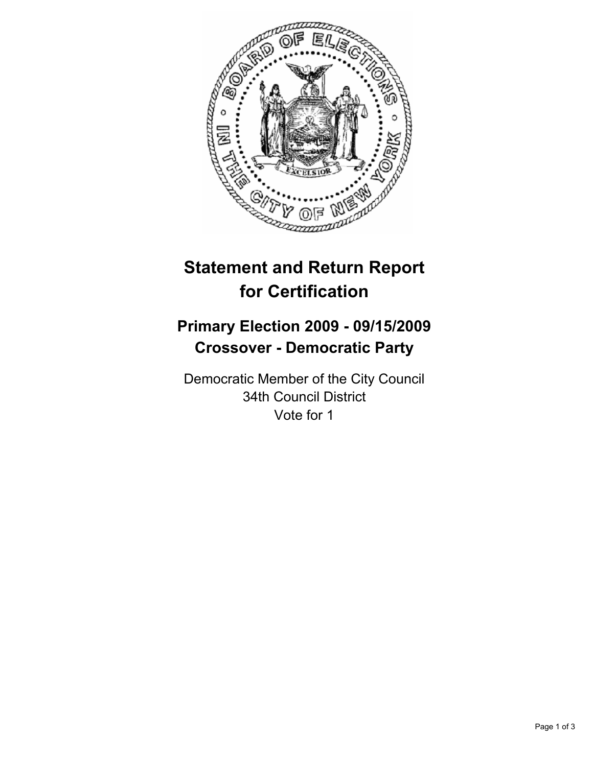# Statement and Return Report for Certification

## Primary Election 2009 - 09/15/2009
## Crossover - Democratic Party

Democratic Member of the City Council
34th Council District
Vote for 1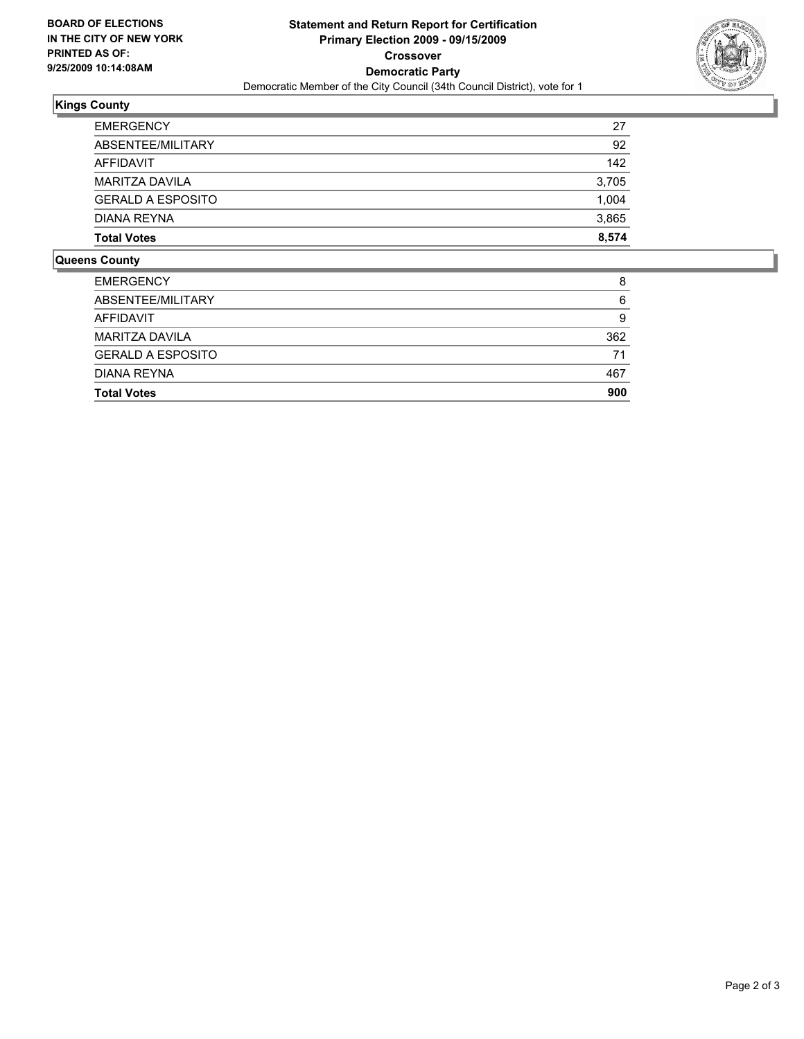**BOARD OF ELECTIONS IN THE CITY OF NEW YORK PRINTED AS OF: 9/25/2009 10:14:08AM**

# Statement and Return Report for Certification
## Primary Election 2009 - 09/15/2009
## Crossover
## Democratic Party

Democratic Member of the City Council (34th Council District), vote for 1

### Kings County

| | |
|---|---|
| EMERGENCY | 27 |
| ABSENTEE/MILITARY | 92 |
| AFFIDAVIT | 142 |
| MARITZA DAVILA | 3,705 |
| GERALD A ESPOSITO | 1,004 |
| DIANA REYNA | 3,865 |
| **Total Votes** | **8,574** |

### Queens County

| | |
|---|---|
| EMERGENCY | 8 |
| ABSENTEE/MILITARY | 6 |
| AFFIDAVIT | 9 |
| MARITZA DAVILA | 362 |
| GERALD A ESPOSITO | 71 |
| DIANA REYNA | 467 |
| **Total Votes** | **900** |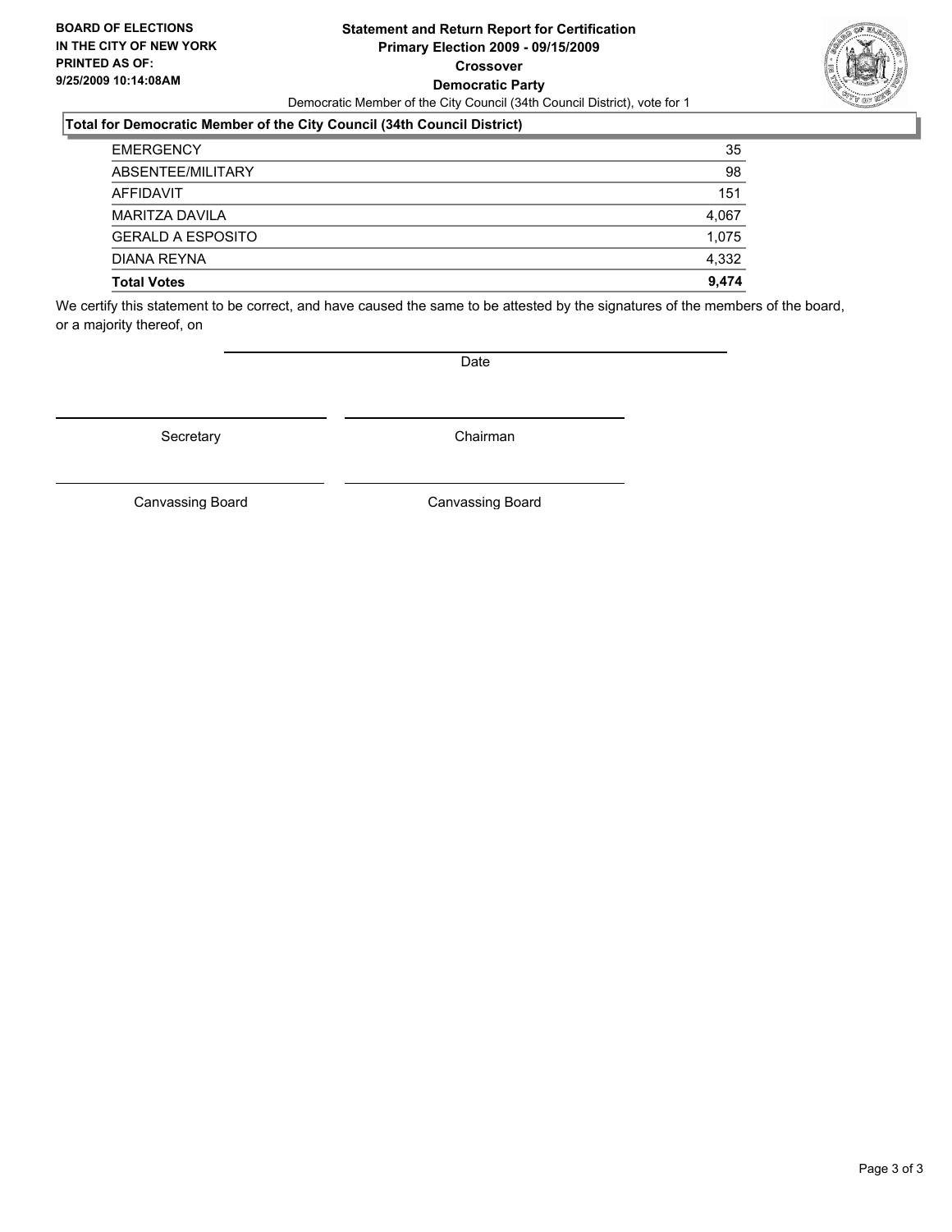**BOARD OF ELECTIONS IN THE CITY OF NEW YORK PRINTED AS OF: 9/25/2009 10:14:08AM**

# Statement and Return Report for Certification
## Primary Election 2009 - 09/15/2009
## Crossover
## Democratic Party

Democratic Member of the City Council (34th Council District), vote for 1

**Total for Democratic Member of the City Council (34th Council District)**

| | |
|---|---|
| EMERGENCY | 35 |
| ABSENTEE/MILITARY | 98 |
| AFFIDAVIT | 151 |
| MARITZA DAVILA | 4,067 |
| GERALD A ESPOSITO | 1,075 |
| DIANA REYNA | 4,332 |
| **Total Votes** | **9,474** |

We certify this statement to be correct, and have caused the same to be attested by the signatures of the members of the board, or a majority thereof, on

Date

Secretary

Chairman

Canvassing Board

Canvassing Board